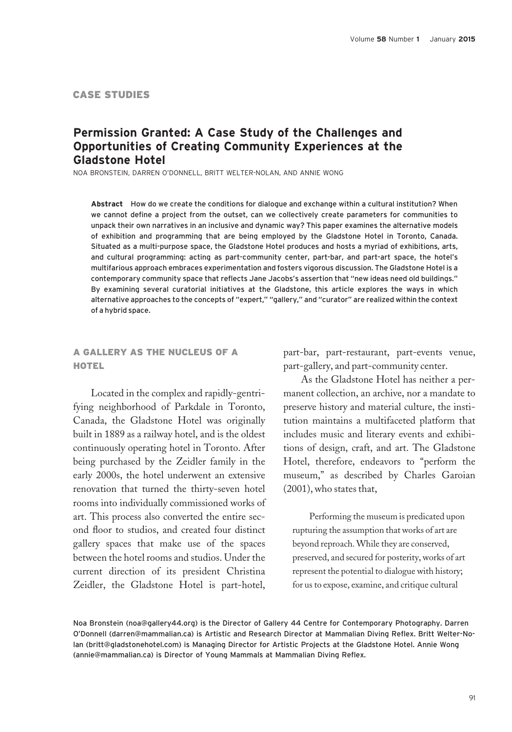CASE STUDIES

# Permission Granted: A Case Study of the Challenges and Opportunities of Creating Community Experiences at the Gladstone Hotel

NOA BRONSTEIN, DARREN O'DONNELL, BRITT WELTER-NOLAN, AND ANNIE WONG

**Abstract** How do we create the conditions for dialogue and exchange within a cultural institution? When we cannot define a project from the outset, can we collectively create parameters for communities to unpack their own narratives in an inclusive and dynamic way? This paper examines the alternative models of exhibition and programming that are being employed by the Gladstone Hotel in Toronto, Canada. Situated as a multi-purpose space, the Gladstone Hotel produces and hosts a myriad of exhibitions, arts, and cultural programming: acting as part-community center, part-bar, and part-art space, the hotel's multifarious approach embraces experimentation and fosters vigorous discussion. The Gladstone Hotel is a contemporary community space that reflects Jane Jacobs's assertion that "new ideas need old buildings." By examining several curatorial initiatives at the Gladstone, this article explores the ways in which alternative approaches to the concepts of "expert," "gallery," and "curator" are realized within the context of a hybrid space.

## A GALLERY AS THE NUCLEUS OF A HOTEL

Located in the complex and rapidly-gentrifying neighborhood of Parkdale in Toronto, Canada, the Gladstone Hotel was originally built in 1889 as a railway hotel, and is the oldest continuously operating hotel in Toronto. After being purchased by the Zeidler family in the early 2000s, the hotel underwent an extensive renovation that turned the thirty-seven hotel rooms into individually commissioned works of art. This process also converted the entire second floor to studios, and created four distinct gallery spaces that make use of the spaces between the hotel rooms and studios. Under the current direction of its president Christina Zeidler, the Gladstone Hotel is part-hotel, part-bar, part-restaurant, part-events venue, part-gallery, and part-community center.

As the Gladstone Hotel has neither a permanent collection, an archive, nor a mandate to preserve history and material culture, the institution maintains a multifaceted platform that includes music and literary events and exhibitions of design, craft, and art. The Gladstone Hotel, therefore, endeavors to "perform the museum," as described by Charles Garoian (2001), who states that,

> Performing the museum is predicated upon rupturing the assumption that works of art are beyond reproach. While they are conserved, preserved, and secured for posterity, works of art represent the potential to dialogue with history; for us to expose, examine, and critique cultural

Noa Bronstein (noa@gallery44.org) is the Director of Gallery 44 Centre for Contemporary Photography. Darren O'Donnell (darren@mammalian.ca) is Artistic and Research Director at Mammalian Diving Reflex. Britt Welter-Nolan (britt@gladstonehotel.com) is Managing Director for Artistic Projects at the Gladstone Hotel. Annie Wong (annie@mammalian.ca) is Director of Young Mammals at Mammalian Diving Reflex.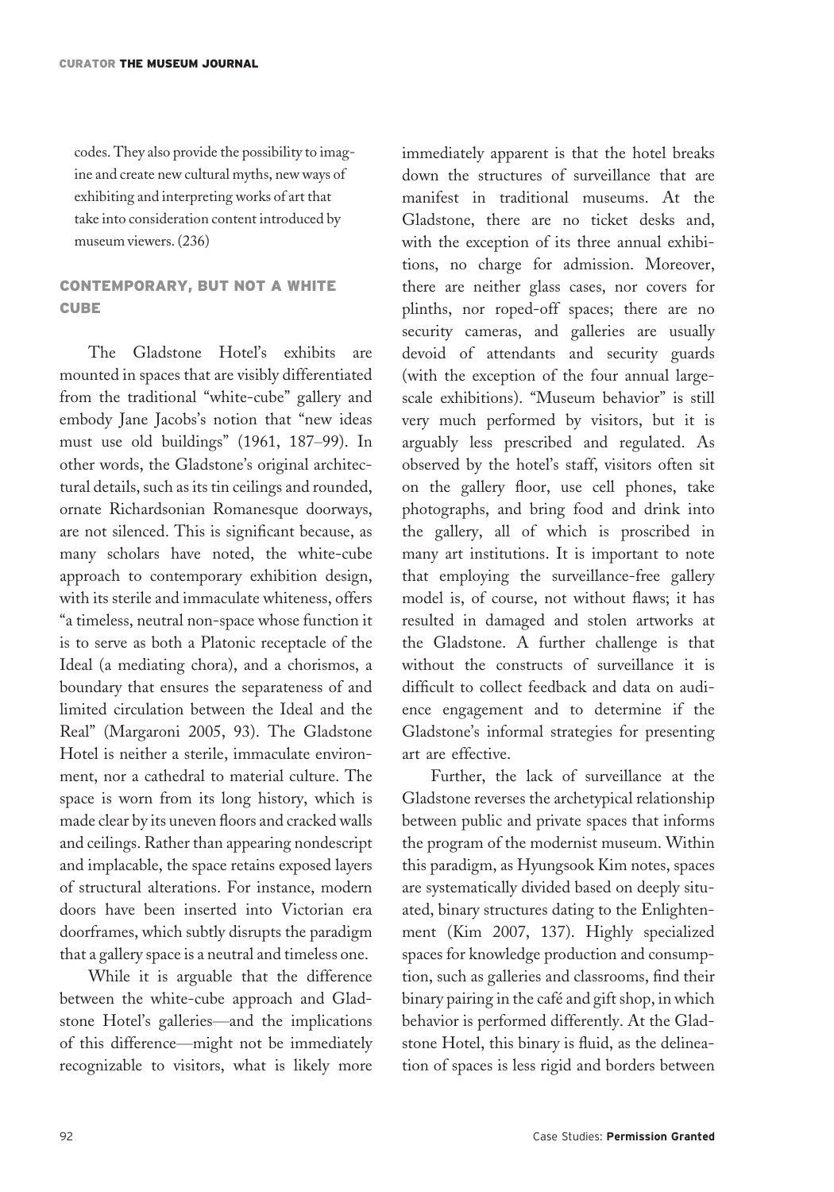codes. They also provide the possibility to imagine and create new cultural myths, new ways of exhibiting and interpreting works of art that take into consideration content introduced by museum viewers. (236)

## CONTEMPORARY, BUT NOT A WHITE CUBE

The Gladstone Hotel's exhibits are mounted in spaces that are visibly differentiated from the traditional "white-cube" gallery and embody Jane Jacobs's notion that "new ideas must use old buildings" (1961, 187–99). In other words, the Gladstone's original architectural details, such as its tin ceilings and rounded, ornate Richardsonian Romanesque doorways, are not silenced. This is significant because, as many scholars have noted, the white-cube approach to contemporary exhibition design, with its sterile and immaculate whiteness, offers "a timeless, neutral non-space whose function it is to serve as both a Platonic receptacle of the Ideal (a mediating chora), and a chorismos, a boundary that ensures the separateness of and limited circulation between the Ideal and the Real" (Margaroni 2005, 93). The Gladstone Hotel is neither a sterile, immaculate environment, nor a cathedral to material culture. The space is worn from its long history, which is made clear by its uneven floors and cracked walls and ceilings. Rather than appearing nondescript and implacable, the space retains exposed layers of structural alterations. For instance, modern doors have been inserted into Victorian era doorframes, which subtly disrupts the paradigm that a gallery space is a neutral and timeless one.

While it is arguable that the difference between the white-cube approach and Gladstone Hotel's galleries—and the implications of this difference—might not be immediately recognizable to visitors, what is likely more immediately apparent is that the hotel breaks down the structures of surveillance that are manifest in traditional museums. At the Gladstone, there are no ticket desks and, with the exception of its three annual exhibitions, no charge for admission. Moreover, there are neither glass cases, nor covers for plinths, nor roped-off spaces; there are no security cameras, and galleries are usually devoid of attendants and security guards (with the exception of the four annual large-scale exhibitions). "Museum behavior" is still very much performed by visitors, but it is arguably less prescribed and regulated. As observed by the hotel's staff, visitors often sit on the gallery floor, use cell phones, take photographs, and bring food and drink into the gallery, all of which is proscribed in many art institutions. It is important to note that employing the surveillance-free gallery model is, of course, not without flaws; it has resulted in damaged and stolen artworks at the Gladstone. A further challenge is that without the constructs of surveillance it is difficult to collect feedback and data on audience engagement and to determine if the Gladstone's informal strategies for presenting art are effective.

Further, the lack of surveillance at the Gladstone reverses the archetypical relationship between public and private spaces that informs the program of the modernist museum. Within this paradigm, as Hyungsook Kim notes, spaces are systematically divided based on deeply situated, binary structures dating to the Enlightenment (Kim 2007, 137). Highly specialized spaces for knowledge production and consumption, such as galleries and classrooms, find their binary pairing in the café and gift shop, in which behavior is performed differently. At the Gladstone Hotel, this binary is fluid, as the delineation of spaces is less rigid and borders between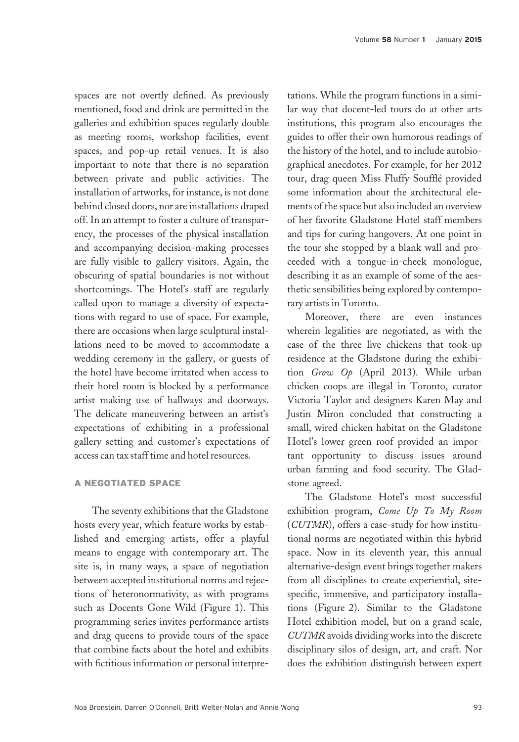spaces are not overtly defined. As previously mentioned, food and drink are permitted in the galleries and exhibition spaces regularly double as meeting rooms, workshop facilities, event spaces, and pop-up retail venues. It is also important to note that there is no separation between private and public activities. The installation of artworks, for instance, is not done behind closed doors, nor are installations draped off. In an attempt to foster a culture of transparency, the processes of the physical installation and accompanying decision-making processes are fully visible to gallery visitors. Again, the obscuring of spatial boundaries is not without shortcomings. The Hotel's staff are regularly called upon to manage a diversity of expectations with regard to use of space. For example, there are occasions when large sculptural installations need to be moved to accommodate a wedding ceremony in the gallery, or guests of the hotel have become irritated when access to their hotel room is blocked by a performance artist making use of hallways and doorways. The delicate maneuvering between an artist's expectations of exhibiting in a professional gallery setting and customer's expectations of access can tax staff time and hotel resources.

## A NEGOTIATED SPACE

The seventy exhibitions that the Gladstone hosts every year, which feature works by established and emerging artists, offer a playful means to engage with contemporary art. The site is, in many ways, a space of negotiation between accepted institutional norms and rejections of heteronormativity, as with programs such as Docents Gone Wild (Figure 1). This programming series invites performance artists and drag queens to provide tours of the space that combine facts about the hotel and exhibits with fictitious information or personal interpretations. While the program functions in a similar way that docent-led tours do at other arts institutions, this program also encourages the guides to offer their own humorous readings of the history of the hotel, and to include autobiographical anecdotes. For example, for her 2012 tour, drag queen Miss Fluffy Soufflé provided some information about the architectural elements of the space but also included an overview of her favorite Gladstone Hotel staff members and tips for curing hangovers. At one point in the tour she stopped by a blank wall and proceeded with a tongue-in-cheek monologue, describing it as an example of some of the aesthetic sensibilities being explored by contemporary artists in Toronto.

Moreover, there are even instances wherein legalities are negotiated, as with the case of the three live chickens that took-up residence at the Gladstone during the exhibition *Grow Op* (April 2013). While urban chicken coops are illegal in Toronto, curator Victoria Taylor and designers Karen May and Justin Miron concluded that constructing a small, wired chicken habitat on the Gladstone Hotel's lower green roof provided an important opportunity to discuss issues around urban farming and food security. The Gladstone agreed.

The Gladstone Hotel's most successful exhibition program, *Come Up To My Room* (*CUTMR*), offers a case-study for how institutional norms are negotiated within this hybrid space. Now in its eleventh year, this annual alternative-design event brings together makers from all disciplines to create experiential, site-specific, immersive, and participatory installations (Figure 2). Similar to the Gladstone Hotel exhibition model, but on a grand scale, *CUTMR* avoids dividing works into the discrete disciplinary silos of design, art, and craft. Nor does the exhibition distinguish between expert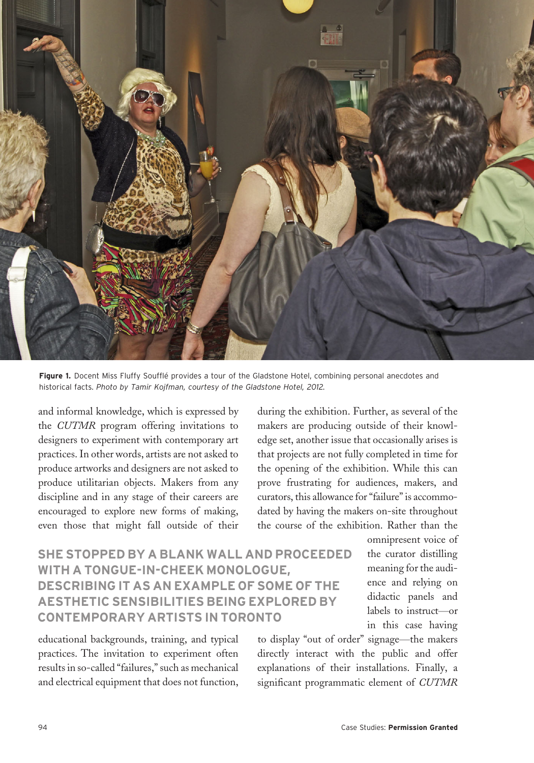**Figure 1.** Docent Miss Fluffy Soufflé provides a tour of the Gladstone Hotel, combining personal anecdotes and historical facts. *Photo by Tamir Kojfman, courtesy of the Gladstone Hotel, 2012.*

and informal knowledge, which is expressed by the *CUTMR* program offering invitations to designers to experiment with contemporary art practices. In other words, artists are not asked to produce artworks and designers are not asked to produce utilitarian objects. Makers from any discipline and in any stage of their careers are encouraged to explore new forms of making, even those that might fall outside of their educational backgrounds, training, and typical practices. The invitation to experiment often results in so-called "failures," such as mechanical and electrical equipment that does not function, during the exhibition. Further, as several of the makers are producing outside of their knowledge set, another issue that occasionally arises is that projects are not fully completed in time for the opening of the exhibition. While this can prove frustrating for audiences, makers, and curators, this allowance for "failure" is accommodated by having the makers on-site throughout the course of the exhibition. Rather than the omnipresent voice of the curator distilling meaning for the audience and relying on didactic panels and labels to instruct—or in this case having to display "out of order" signage—the makers directly interact with the public and offer explanations of their installations. Finally, a significant programmatic element of *CUTMR*

**SHE STOPPED BY A BLANK WALL AND PROCEEDED WITH A TONGUE-IN-CHEEK MONOLOGUE, DESCRIBING IT AS AN EXAMPLE OF SOME OF THE AESTHETIC SENSIBILITIES BEING EXPLORED BY CONTEMPORARY ARTISTS IN TORONTO**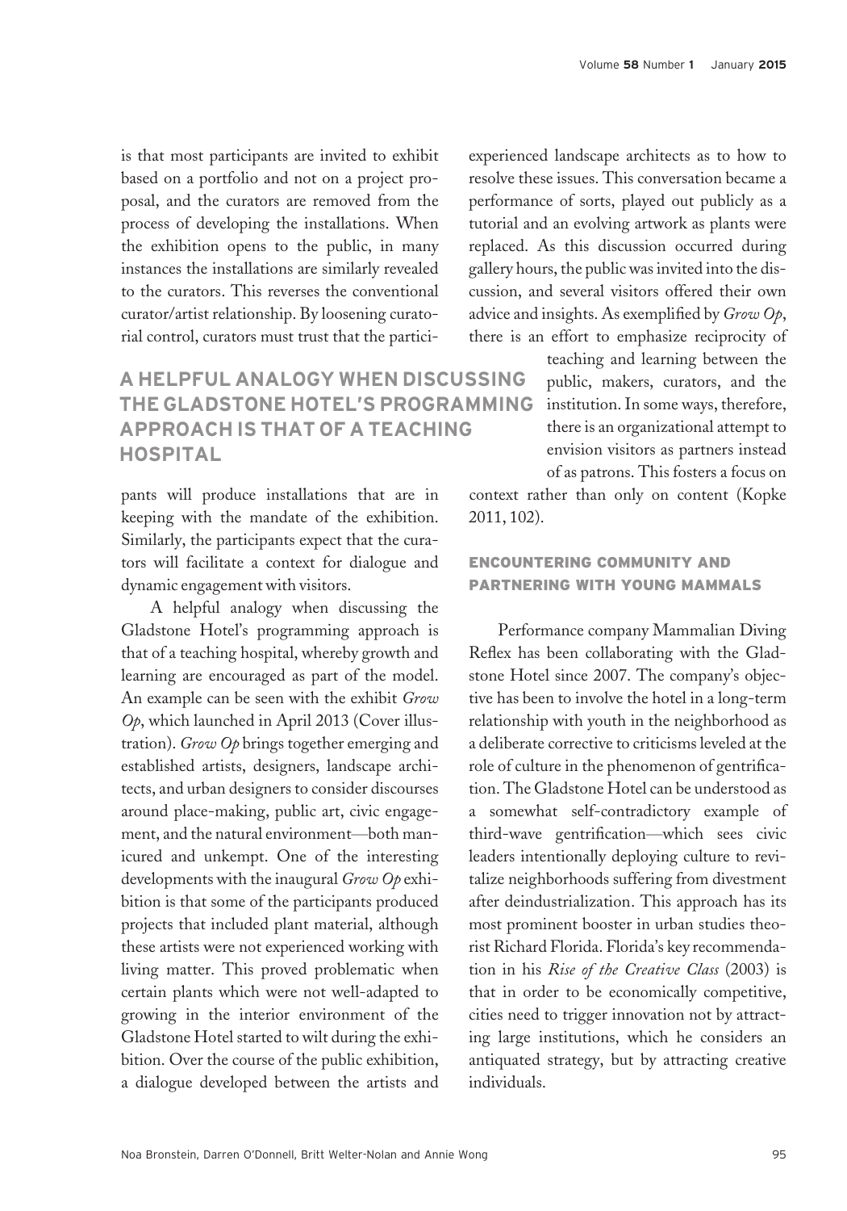is that most participants are invited to exhibit based on a portfolio and not on a project proposal, and the curators are removed from the process of developing the installations. When the exhibition opens to the public, in many instances the installations are similarly revealed to the curators. This reverses the conventional curator/artist relationship. By loosening curatorial control, curators must trust that the participants will produce installations that are in keeping with the mandate of the exhibition. Similarly, the participants expect that the curators will facilitate a context for dialogue and dynamic engagement with visitors.

**A HELPFUL ANALOGY WHEN DISCUSSING THE GLADSTONE HOTEL'S PROGRAMMING APPROACH IS THAT OF A TEACHING HOSPITAL**

A helpful analogy when discussing the Gladstone Hotel's programming approach is that of a teaching hospital, whereby growth and learning are encouraged as part of the model. An example can be seen with the exhibit *Grow Op*, which launched in April 2013 (Cover illustration). *Grow Op* brings together emerging and established artists, designers, landscape architects, and urban designers to consider discourses around place-making, public art, civic engagement, and the natural environment—both manicured and unkempt. One of the interesting developments with the inaugural *Grow Op* exhibition is that some of the participants produced projects that included plant material, although these artists were not experienced working with living matter. This proved problematic when certain plants which were not well-adapted to growing in the interior environment of the Gladstone Hotel started to wilt during the exhibition. Over the course of the public exhibition, a dialogue developed between the artists and experienced landscape architects as to how to resolve these issues. This conversation became a performance of sorts, played out publicly as a tutorial and an evolving artwork as plants were replaced. As this discussion occurred during gallery hours, the public was invited into the discussion, and several visitors offered their own advice and insights. As exemplified by *Grow Op*, there is an effort to emphasize reciprocity of teaching and learning between the public, makers, curators, and the institution. In some ways, therefore, there is an organizational attempt to envision visitors as partners instead of as patrons. This fosters a focus on context rather than only on content (Kopke 2011, 102).

## ENCOUNTERING COMMUNITY AND PARTNERING WITH YOUNG MAMMALS

Performance company Mammalian Diving Reflex has been collaborating with the Gladstone Hotel since 2007. The company's objective has been to involve the hotel in a long-term relationship with youth in the neighborhood as a deliberate corrective to criticisms leveled at the role of culture in the phenomenon of gentrification. The Gladstone Hotel can be understood as a somewhat self-contradictory example of third-wave gentrification—which sees civic leaders intentionally deploying culture to revitalize neighborhoods suffering from divestment after deindustrialization. This approach has its most prominent booster in urban studies theorist Richard Florida. Florida's key recommendation in his *Rise of the Creative Class* (2003) is that in order to be economically competitive, cities need to trigger innovation not by attracting large institutions, which he considers an antiquated strategy, but by attracting creative individuals.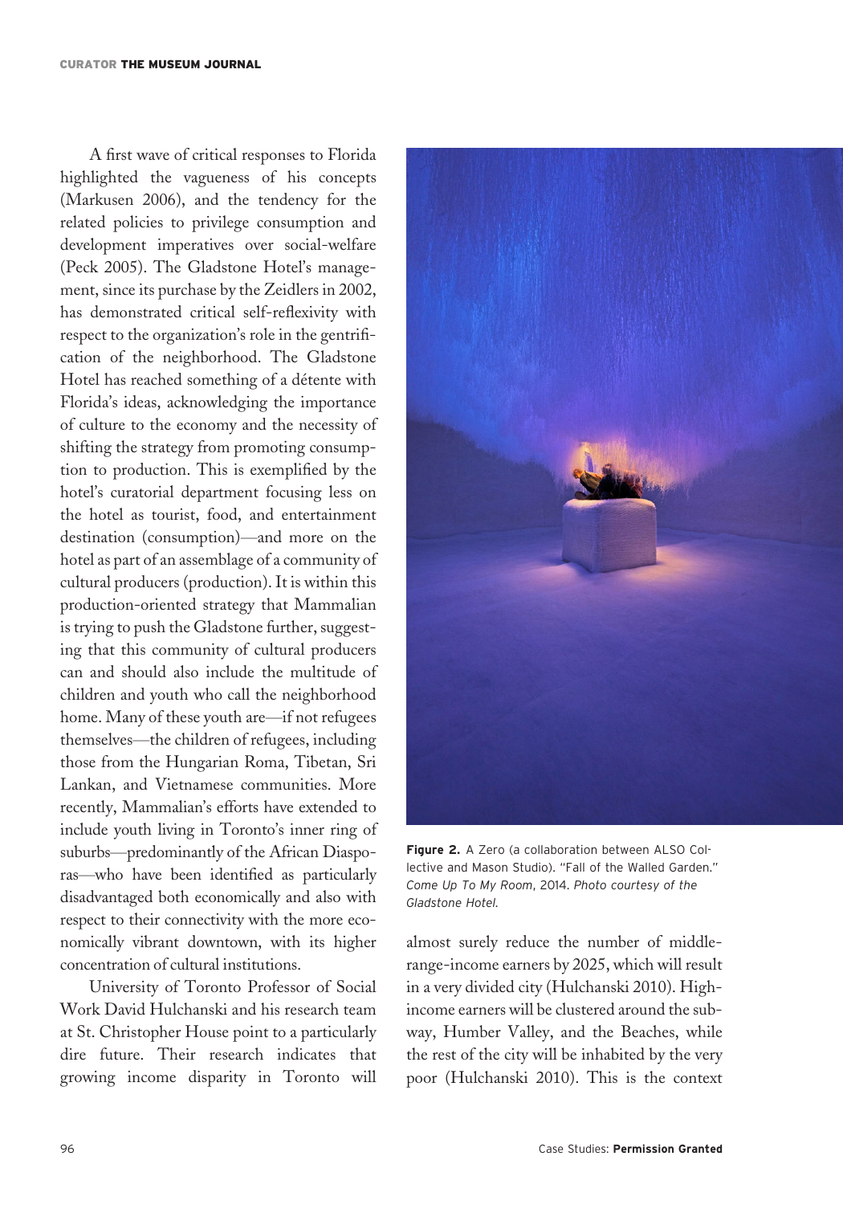A first wave of critical responses to Florida highlighted the vagueness of his concepts (Markusen 2006), and the tendency for the related policies to privilege consumption and development imperatives over social-welfare (Peck 2005). The Gladstone Hotel's management, since its purchase by the Zeidlers in 2002, has demonstrated critical self-reflexivity with respect to the organization's role in the gentrification of the neighborhood. The Gladstone Hotel has reached something of a détente with Florida's ideas, acknowledging the importance of culture to the economy and the necessity of shifting the strategy from promoting consumption to production. This is exemplified by the hotel's curatorial department focusing less on the hotel as tourist, food, and entertainment destination (consumption)—and more on the hotel as part of an assemblage of a community of cultural producers (production). It is within this production-oriented strategy that Mammalian is trying to push the Gladstone further, suggesting that this community of cultural producers can and should also include the multitude of children and youth who call the neighborhood home. Many of these youth are—if not refugees themselves—the children of refugees, including those from the Hungarian Roma, Tibetan, Sri Lankan, and Vietnamese communities. More recently, Mammalian's efforts have extended to include youth living in Toronto's inner ring of suburbs—predominantly of the African Diasporas—who have been identified as particularly disadvantaged both economically and also with respect to their connectivity with the more economically vibrant downtown, with its higher concentration of cultural institutions.

**Figure 2.** A Zero (a collaboration between ALSO Collective and Mason Studio). "Fall of the Walled Garden." *Come Up To My Room*, 2014. *Photo courtesy of the Gladstone Hotel.*

University of Toronto Professor of Social Work David Hulchanski and his research team at St. Christopher House point to a particularly dire future. Their research indicates that growing income disparity in Toronto will almost surely reduce the number of middle-range-income earners by 2025, which will result in a very divided city (Hulchanski 2010). High-income earners will be clustered around the subway, Humber Valley, and the Beaches, while the rest of the city will be inhabited by the very poor (Hulchanski 2010). This is the context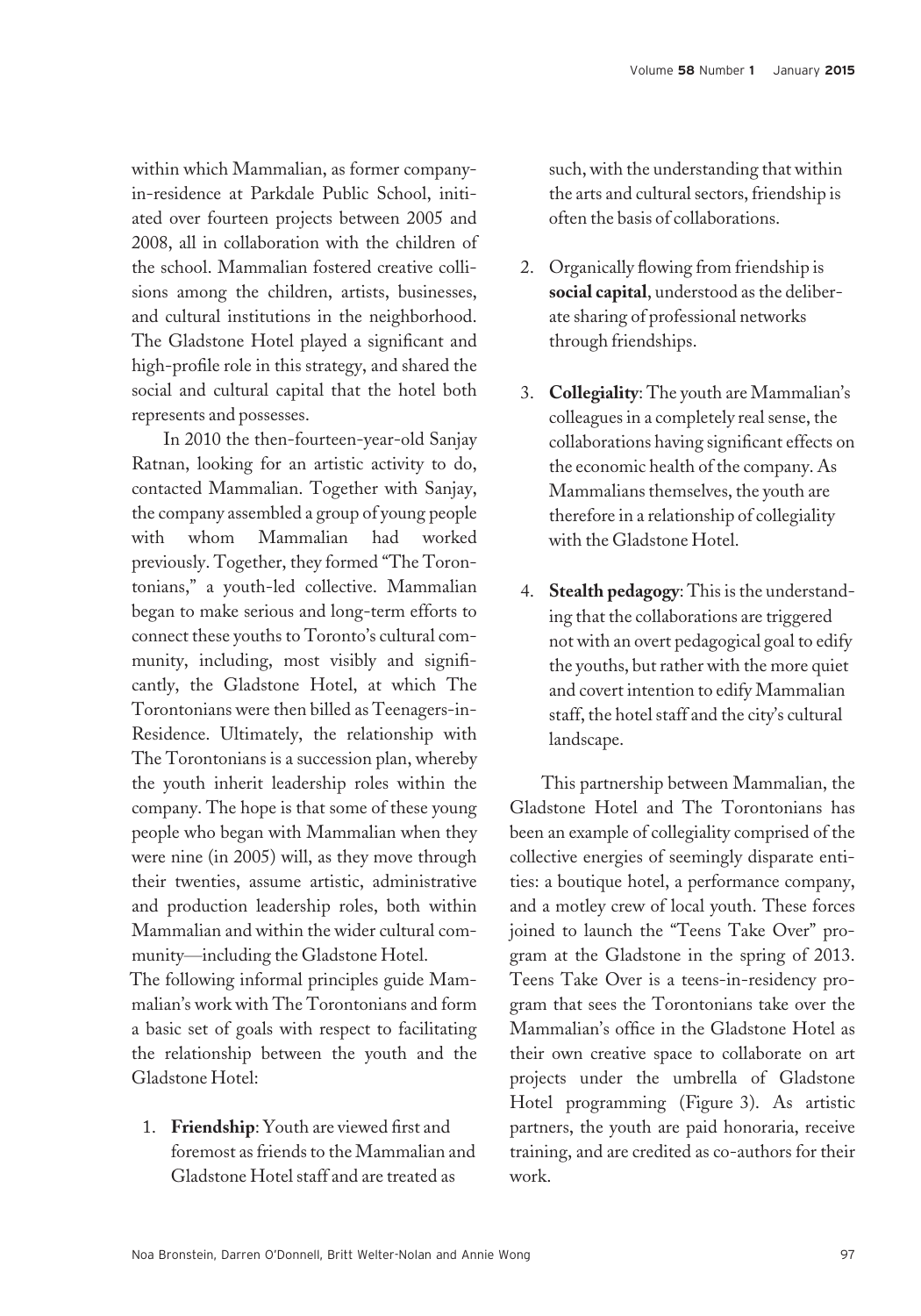within which Mammalian, as former company-in-residence at Parkdale Public School, initiated over fourteen projects between 2005 and 2008, all in collaboration with the children of the school. Mammalian fostered creative collisions among the children, artists, businesses, and cultural institutions in the neighborhood. The Gladstone Hotel played a significant and high-profile role in this strategy, and shared the social and cultural capital that the hotel both represents and possesses.

In 2010 the then-fourteen-year-old Sanjay Ratnan, looking for an artistic activity to do, contacted Mammalian. Together with Sanjay, the company assembled a group of young people with whom Mammalian had worked previously. Together, they formed "The Torontonians," a youth-led collective. Mammalian began to make serious and long-term efforts to connect these youths to Toronto's cultural community, including, most visibly and significantly, the Gladstone Hotel, at which The Torontonians were then billed as Teenagers-in-Residence. Ultimately, the relationship with The Torontonians is a succession plan, whereby the youth inherit leadership roles within the company. The hope is that some of these young people who began with Mammalian when they were nine (in 2005) will, as they move through their twenties, assume artistic, administrative and production leadership roles, both within Mammalian and within the wider cultural community—including the Gladstone Hotel.

The following informal principles guide Mammalian's work with The Torontonians and form a basic set of goals with respect to facilitating the relationship between the youth and the Gladstone Hotel:

1. **Friendship**: Youth are viewed first and foremost as friends to the Mammalian and Gladstone Hotel staff and are treated as such, with the understanding that within the arts and cultural sectors, friendship is often the basis of collaborations.
2. Organically flowing from friendship is **social capital**, understood as the deliberate sharing of professional networks through friendships.
3. **Collegiality**: The youth are Mammalian's colleagues in a completely real sense, the collaborations having significant effects on the economic health of the company. As Mammalians themselves, the youth are therefore in a relationship of collegiality with the Gladstone Hotel.
4. **Stealth pedagogy**: This is the understanding that the collaborations are triggered not with an overt pedagogical goal to edify the youths, but rather with the more quiet and covert intention to edify Mammalian staff, the hotel staff and the city's cultural landscape.

This partnership between Mammalian, the Gladstone Hotel and The Torontonians has been an example of collegiality comprised of the collective energies of seemingly disparate entities: a boutique hotel, a performance company, and a motley crew of local youth. These forces joined to launch the "Teens Take Over" program at the Gladstone in the spring of 2013. Teens Take Over is a teens-in-residency program that sees the Torontonians take over the Mammalian's office in the Gladstone Hotel as their own creative space to collaborate on art projects under the umbrella of Gladstone Hotel programming (Figure 3). As artistic partners, the youth are paid honoraria, receive training, and are credited as co-authors for their work.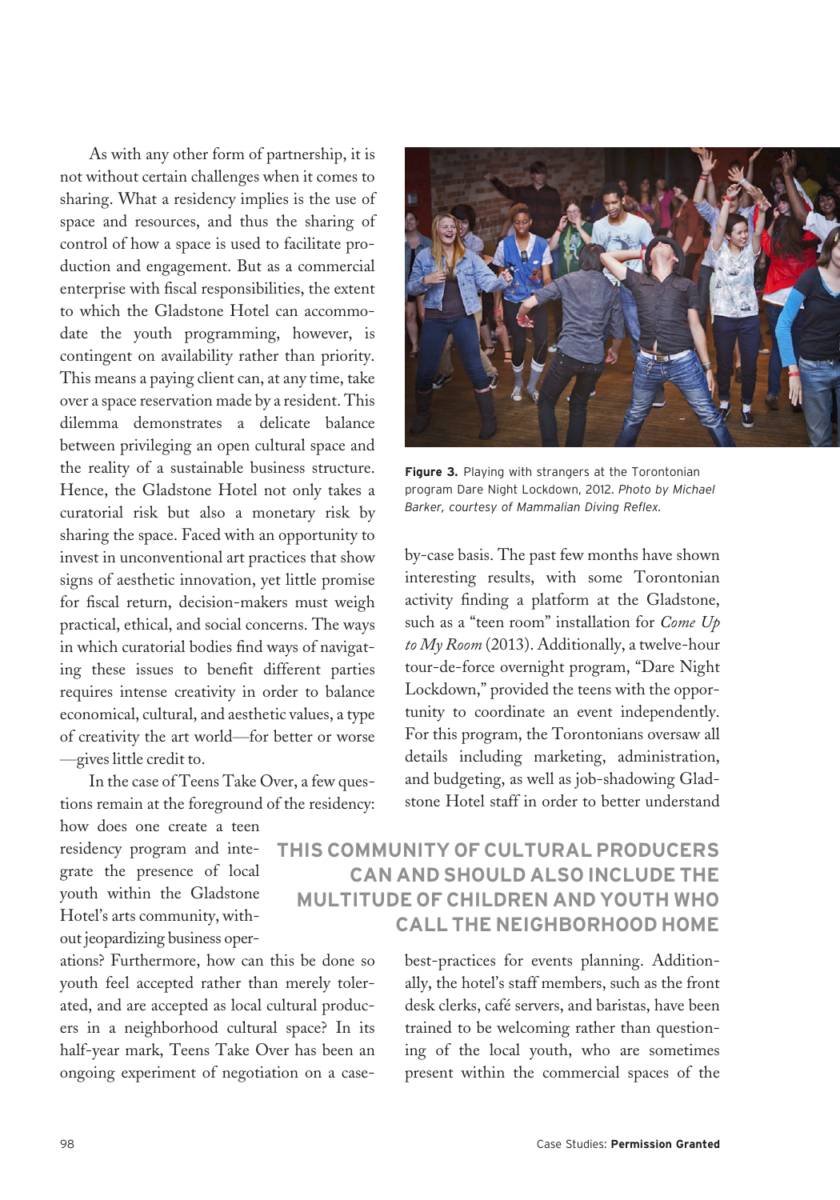As with any other form of partnership, it is not without certain challenges when it comes to sharing. What a residency implies is the use of space and resources, and thus the sharing of control of how a space is used to facilitate production and engagement. But as a commercial enterprise with fiscal responsibilities, the extent to which the Gladstone Hotel can accommodate the youth programming, however, is contingent on availability rather than priority. This means a paying client can, at any time, take over a space reservation made by a resident. This dilemma demonstrates a delicate balance between privileging an open cultural space and the reality of a sustainable business structure. Hence, the Gladstone Hotel not only takes a curatorial risk but also a monetary risk by sharing the space. Faced with an opportunity to invest in unconventional art practices that show signs of aesthetic innovation, yet little promise for fiscal return, decision-makers must weigh practical, ethical, and social concerns. The ways in which curatorial bodies find ways of navigating these issues to benefit different parties requires intense creativity in order to balance economical, cultural, and aesthetic values, a type of creativity the art world—for better or worse—gives little credit to.

In the case of Teens Take Over, a few questions remain at the foreground of the residency: how does one create a teen residency program and integrate the presence of local youth within the Gladstone Hotel's arts community, without jeopardizing business operations? Furthermore, how can this be done so youth feel accepted rather than merely tolerated, and are accepted as local cultural producers in a neighborhood cultural space? In its half-year mark, Teens Take Over has been an ongoing experiment of negotiation on a case-by-case basis. The past few months have shown interesting results, with some Torontonian activity finding a platform at the Gladstone, such as a "teen room" installation for *Come Up to My Room* (2013). Additionally, a twelve-hour tour-de-force overnight program, "Dare Night Lockdown," provided the teens with the opportunity to coordinate an event independently. For this program, the Torontonians oversaw all details including marketing, administration, and budgeting, as well as job-shadowing Gladstone Hotel staff in order to better understand best-practices for events planning. Additionally, the hotel's staff members, such as the front desk clerks, café servers, and baristas, have been trained to be welcoming rather than questioning of the local youth, who are sometimes present within the commercial spaces of the

**Figure 3.** Playing with strangers at the Torontonian program Dare Night Lockdown, 2012. *Photo by Michael Barker, courtesy of Mammalian Diving Reflex.*

**THIS COMMUNITY OF CULTURAL PRODUCERS CAN AND SHOULD ALSO INCLUDE THE MULTITUDE OF CHILDREN AND YOUTH WHO CALL THE NEIGHBORHOOD HOME**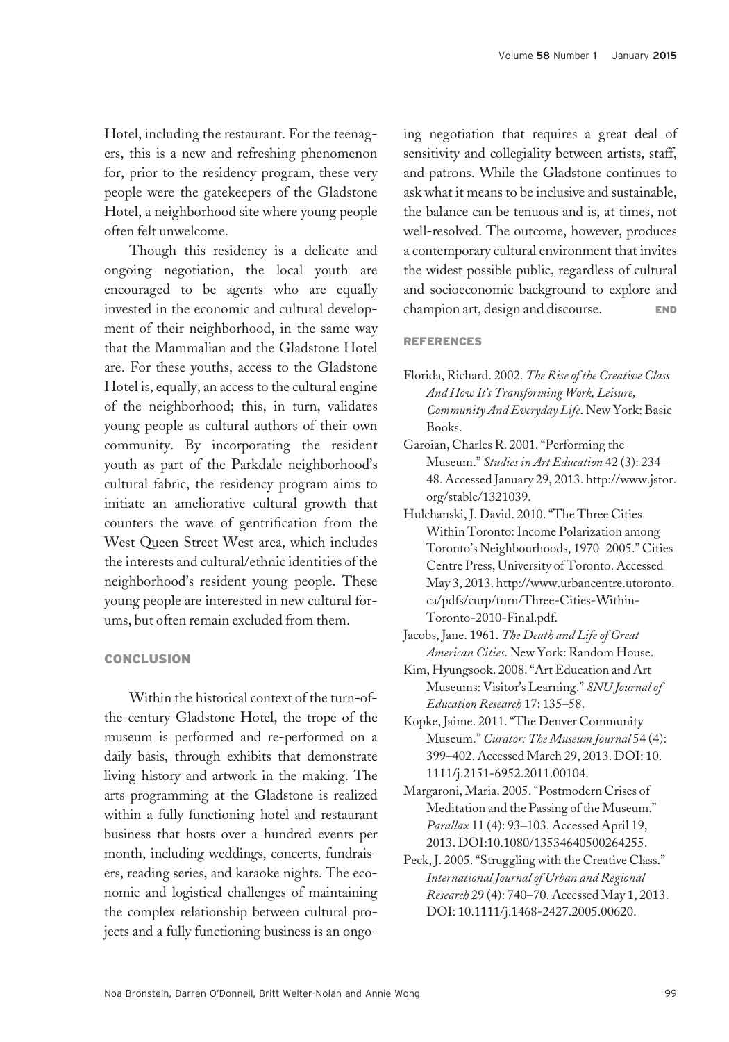Hotel, including the restaurant. For the teenagers, this is a new and refreshing phenomenon for, prior to the residency program, these very people were the gatekeepers of the Gladstone Hotel, a neighborhood site where young people often felt unwelcome.

Though this residency is a delicate and ongoing negotiation, the local youth are encouraged to be agents who are equally invested in the economic and cultural development of their neighborhood, in the same way that the Mammalian and the Gladstone Hotel are. For these youths, access to the Gladstone Hotel is, equally, an access to the cultural engine of the neighborhood; this, in turn, validates young people as cultural authors of their own community. By incorporating the resident youth as part of the Parkdale neighborhood's cultural fabric, the residency program aims to initiate an ameliorative cultural growth that counters the wave of gentrification from the West Queen Street West area, which includes the interests and cultural/ethnic identities of the neighborhood's resident young people. These young people are interested in new cultural forums, but often remain excluded from them.

## CONCLUSION

Within the historical context of the turn-of-the-century Gladstone Hotel, the trope of the museum is performed and re-performed on a daily basis, through exhibits that demonstrate living history and artwork in the making. The arts programming at the Gladstone is realized within a fully functioning hotel and restaurant business that hosts over a hundred events per month, including weddings, concerts, fundraisers, reading series, and karaoke nights. The economic and logistical challenges of maintaining the complex relationship between cultural projects and a fully functioning business is an ongoing negotiation that requires a great deal of sensitivity and collegiality between artists, staff, and patrons. While the Gladstone continues to ask what it means to be inclusive and sustainable, the balance can be tenuous and is, at times, not well-resolved. The outcome, however, produces a contemporary cultural environment that invites the widest possible public, regardless of cultural and socioeconomic background to explore and champion art, design and discourse. **END**

## REFERENCES

Florida, Richard. 2002. *The Rise of the Creative Class And How It's Transforming Work, Leisure, Community And Everyday Life*. New York: Basic Books.

Garoian, Charles R. 2001. "Performing the Museum." *Studies in Art Education* 42 (3): 234–48. Accessed January 29, 2013. http://www.jstor.org/stable/1321039.

Hulchanski, J. David. 2010. "The Three Cities Within Toronto: Income Polarization among Toronto's Neighbourhoods, 1970–2005." Cities Centre Press, University of Toronto. Accessed May 3, 2013. http://www.urbancentre.utoronto.ca/pdfs/curp/tnrn/Three-Cities-Within-Toronto-2010-Final.pdf.

Jacobs, Jane. 1961. *The Death and Life of Great American Cities*. New York: Random House.

Kim, Hyungsook. 2008. "Art Education and Art Museums: Visitor's Learning." *SNU Journal of Education Research* 17: 135–58.

Kopke, Jaime. 2011. "The Denver Community Museum." *Curator: The Museum Journal* 54 (4): 399–402. Accessed March 29, 2013. DOI: 10.1111/j.2151-6952.2011.00104.

Margaroni, Maria. 2005. "Postmodern Crises of Meditation and the Passing of the Museum." *Parallax* 11 (4): 93–103. Accessed April 19, 2013. DOI:10.1080/13534640500264255.

Peck, J. 2005. "Struggling with the Creative Class." *International Journal of Urban and Regional Research* 29 (4): 740–70. Accessed May 1, 2013. DOI: 10.1111/j.1468-2427.2005.00620.